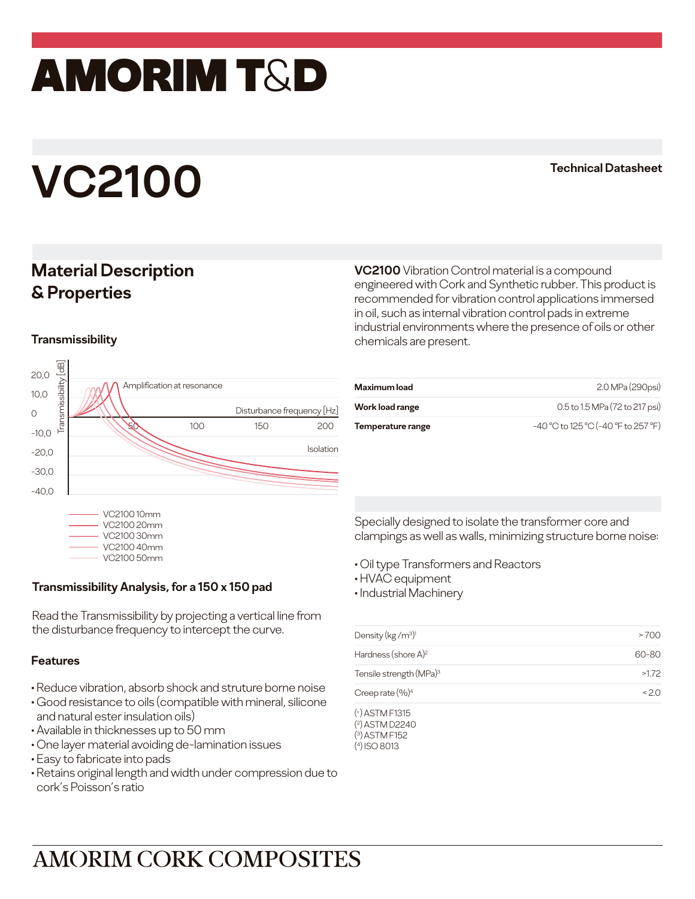# AMORIM T&D

# VC2100

**Technical Datasheet**

## Material Description & Properties

**VC2100** Vibration Control material is a compound engineered with Cork and Synthetic rubber. This product is recommended for vibration control applications immersed in oil, such as internal vibration control pads in extreme industrial environments where the presence of oils or other chemicals are present.

| | |
|---|---|
| **Maximum load** | 2.0 MPa (290psi) |
| **Work load range** | 0.5 to 1.5 MPa (72 to 217 psi) |
| **Temperature range** | -40 °C to 125 °C (-40 °F to 257 °F) |

### Transmissibility

Transmissibility [dB]
20,0
10,0
0
-10,0
-20,0
-30,0
-40,0
Amplification at resonance
Disturbance frequency [Hz]
50
100
150
200
Isolation

VC2100 10mm
VC2100 20mm
VC2100 30mm
VC2100 40mm
VC2100 50mm

### Transmissibility Analysis, for a 150 x 150 pad

Read the Transmissibility by projecting a vertical line from the disturbance frequency to intercept the curve.

### Features

- Reduce vibration, absorb shock and struture borne noise
- Good resistance to oils (compatible with mineral, silicone and natural ester insulation oils)
- Available in thicknesses up to 50 mm
- One layer material avoiding de-lamination issues
- Easy to fabricate into pads
- Retains original length and width under compression due to cork's Poisson's ratio

Specially designed to isolate the transformer core and clampings as well as walls, minimizing structure borne noise:

- Oil type Transformers and Reactors
- HVAC equipment
- Industrial Machinery

| | |
|---|---|
| Density ($kg/m^3$)[1] | > 700 |
| Hardness (shore A)[2] | 60-80 |
| Tensile strength (MPa)[3] | >1.72 |
| Creep rate (%)[4] | < 2.0 |

(1) ASTM F1315
(2) ASTM D2240
(3) ASTM F152
(4) ISO 8013

AMORIM CORK COMPOSITES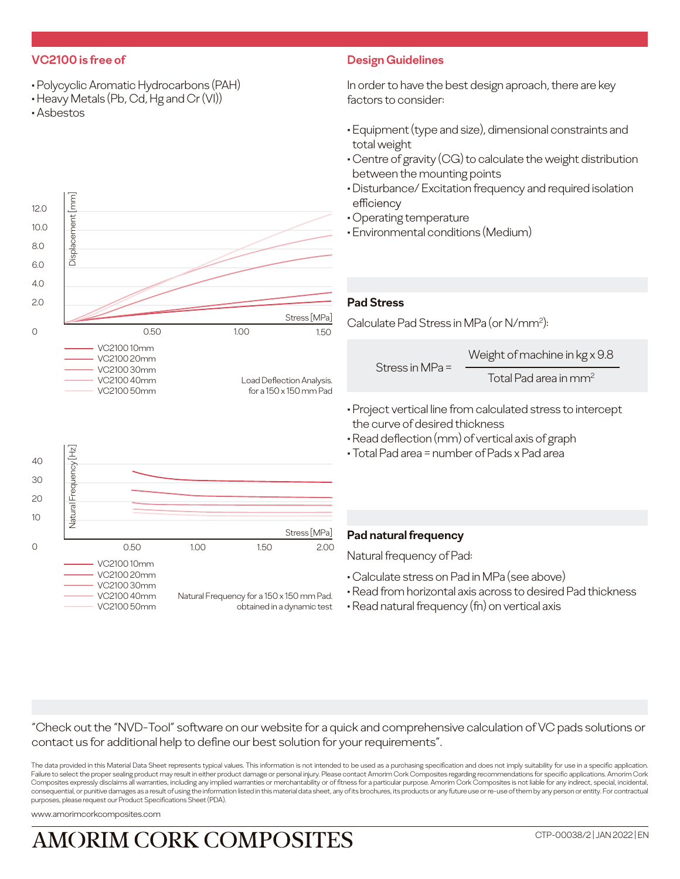## VC2100 is free of

- Polycyclic Aromatic Hydrocarbons (PAH)
- Heavy Metals (Pb, Cd, Hg and Cr (VI))
- Asbestos

12.0
10.0
8.0
6.0
4.0
2.0
0
Displacement [mm]
Stress [MPa]
0.50
1.00
1.50

VC2100 10mm
VC2100 20mm
VC2100 30mm
VC2100 40mm
VC2100 50mm

Load Deflection Analysis.
for a 150 x 150 mm Pad

40
30
20
10
0
Natural Frequency [Hz]
Stress [MPa]
0.50
1.00
1.50
2.00

VC2100 10mm
VC2100 20mm
VC2100 30mm
VC2100 40mm
VC2100 50mm

Natural Frequency for a 150 x 150 mm Pad.
obtained in a dynamic test

## Design Guidelines

In order to have the best design aproach, there are key factors to consider:

- Equipment (type and size), dimensional constraints and total weight
- Centre of gravity (CG) to calculate the weight distribution between the mounting points
- Disturbance/ Excitation frequency and required isolation efficiency
- Operating temperature
- Environmental conditions (Medium)

### Pad Stress

Calculate Pad Stress in MPa (or N/mm$^2$):

$$\text{Stress in MPa} = \frac{\text{Weight of machine in kg} \times 9.8}{\text{Total Pad area in mm}^2}$$

- Project vertical line from calculated stress to intercept the curve of desired thickness
- Read deflection (mm) of vertical axis of graph
- Total Pad area = number of Pads x Pad area

### Pad natural frequency

Natural frequency of Pad:

- Calculate stress on Pad in MPa (see above)
- Read from horizontal axis across to desired Pad thickness
- Read natural frequency (fn) on vertical axis

"Check out the "NVD-Tool" software on our website for a quick and comprehensive calculation of VC pads solutions or contact us for additional help to define our best solution for your requirements".

The data provided in this Material Data Sheet represents typical values. This information is not intended to be used as a purchasing specification and does not imply suitability for use in a specific application. Failure to select the proper sealing product may result in either product damage or personal injury. Please contact Amorim Cork Composites regarding recommendations for specific applications. Amorim Cork Composites expressly disclaims all warranties, including any implied warranties or merchantability or of fitness for a particular purpose. Amorim Cork Composites is not liable for any indirect, special, incidental, consequential, or punitive damages as a result of using the information listed in this material data sheet, any of its brochures, its products or any future use or re-use of them by any person or entity. For contractual purposes, please request our Product Specifications Sheet (PDA).

www.amorimcorkcomposites.com

AMORIM CORK COMPOSITES

CTP-00038/2 | JAN 2022 | EN